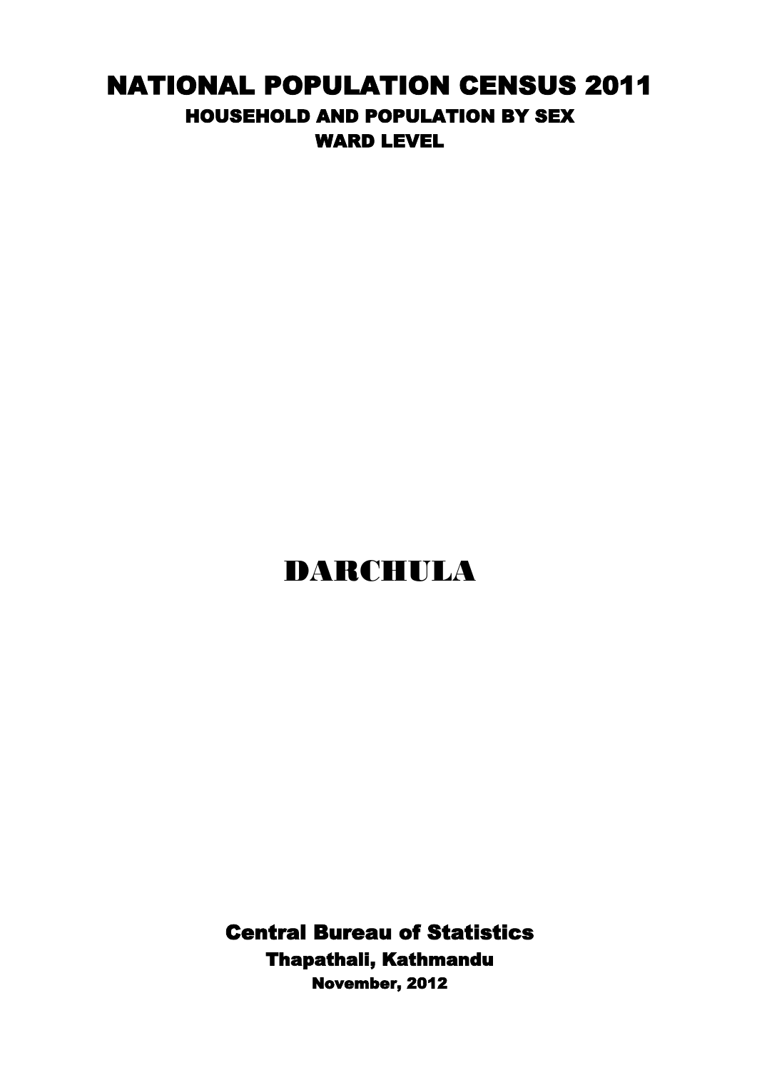# NATIONAL POPULATION CENSUS 2011

## HOUSEHOLD AND POPULATION BY SEX

### WARD LEVEL

# DARCHULA

**Central Bureau of Statistics**

**Thapathali, Kathmandu**

**November, 2012**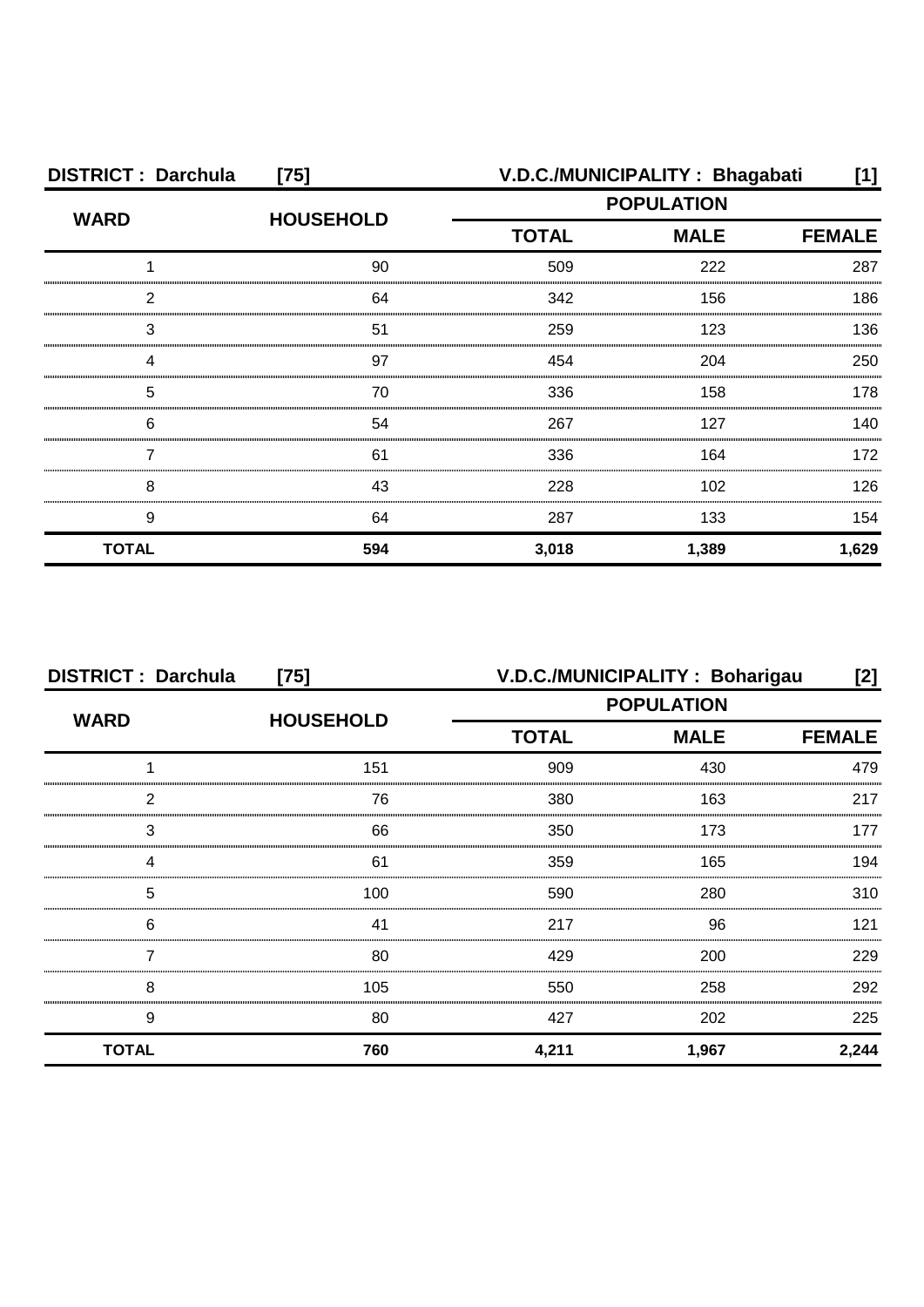**DISTRICT : Darchula [75] V.D.C./MUNICIPALITY : Bhagabati [1]**

| WARD | HOUSEHOLD | POPULATION | | |
|---|---|---|---|---|
| | | TOTAL | MALE | FEMALE |
| 1 | 90 | 509 | 222 | 287 |
| 2 | 64 | 342 | 156 | 186 |
| 3 | 51 | 259 | 123 | 136 |
| 4 | 97 | 454 | 204 | 250 |
| 5 | 70 | 336 | 158 | 178 |
| 6 | 54 | 267 | 127 | 140 |
| 7 | 61 | 336 | 164 | 172 |
| 8 | 43 | 228 | 102 | 126 |
| 9 | 64 | 287 | 133 | 154 |
| **TOTAL** | **594** | **3,018** | **1,389** | **1,629** |

**DISTRICT : Darchula [75] V.D.C./MUNICIPALITY : Boharigau [2]**

| WARD | HOUSEHOLD | POPULATION | | |
|---|---|---|---|---|
| | | TOTAL | MALE | FEMALE |
| 1 | 151 | 909 | 430 | 479 |
| 2 | 76 | 380 | 163 | 217 |
| 3 | 66 | 350 | 173 | 177 |
| 4 | 61 | 359 | 165 | 194 |
| 5 | 100 | 590 | 280 | 310 |
| 6 | 41 | 217 | 96 | 121 |
| 7 | 80 | 429 | 200 | 229 |
| 8 | 105 | 550 | 258 | 292 |
| 9 | 80 | 427 | 202 | 225 |
| **TOTAL** | **760** | **4,211** | **1,967** | **2,244** |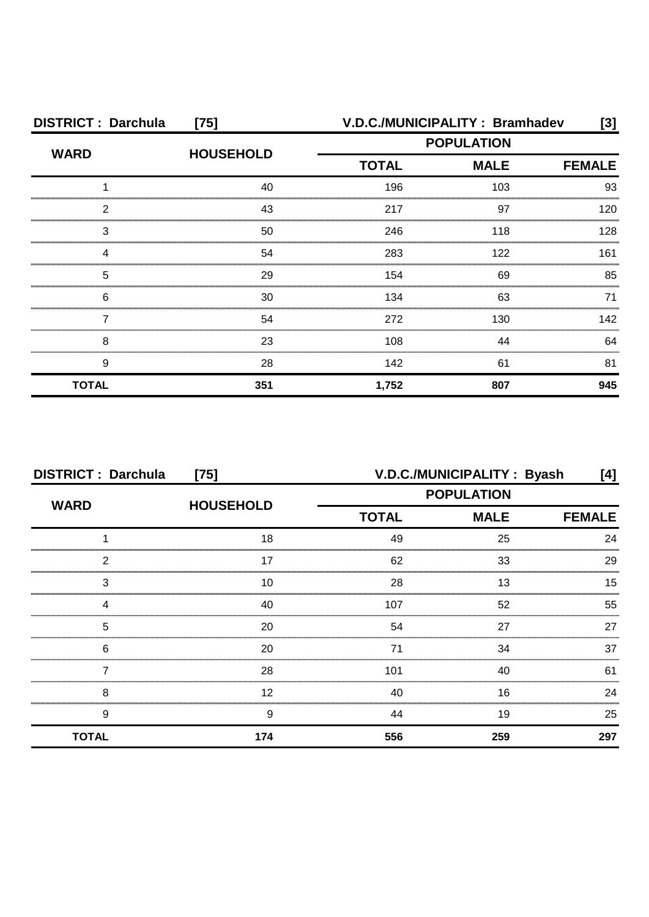**DISTRICT : Darchula [75] V.D.C./MUNICIPALITY : Bramhadev [3]**

| WARD | HOUSEHOLD | POPULATION | | |
|---|---|---|---|---|
| | | TOTAL | MALE | FEMALE |
| 1 | 40 | 196 | 103 | 93 |
| 2 | 43 | 217 | 97 | 120 |
| 3 | 50 | 246 | 118 | 128 |
| 4 | 54 | 283 | 122 | 161 |
| 5 | 29 | 154 | 69 | 85 |
| 6 | 30 | 134 | 63 | 71 |
| 7 | 54 | 272 | 130 | 142 |
| 8 | 23 | 108 | 44 | 64 |
| 9 | 28 | 142 | 61 | 81 |
| **TOTAL** | **351** | **1,752** | **807** | **945** |

**DISTRICT : Darchula [75] V.D.C./MUNICIPALITY : Byash [4]**

| WARD | HOUSEHOLD | POPULATION | | |
|---|---|---|---|---|
| | | TOTAL | MALE | FEMALE |
| 1 | 18 | 49 | 25 | 24 |
| 2 | 17 | 62 | 33 | 29 |
| 3 | 10 | 28 | 13 | 15 |
| 4 | 40 | 107 | 52 | 55 |
| 5 | 20 | 54 | 27 | 27 |
| 6 | 20 | 71 | 34 | 37 |
| 7 | 28 | 101 | 40 | 61 |
| 8 | 12 | 40 | 16 | 24 |
| 9 | 9 | 44 | 19 | 25 |
| **TOTAL** | **174** | **556** | **259** | **297** |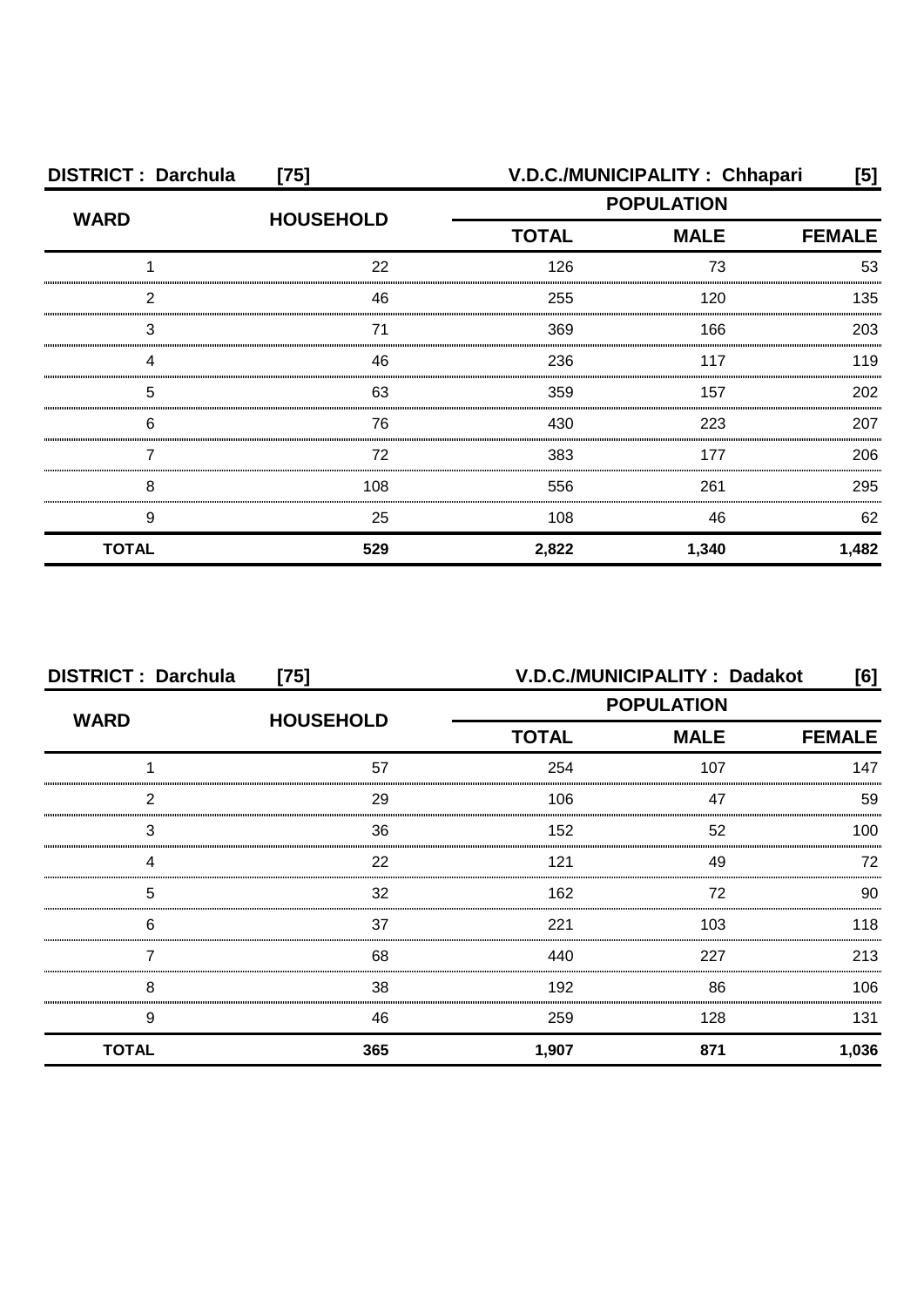| DISTRICT : Darchula | [75] | V.D.C./MUNICIPALITY : Chhapari | | [5] |
|---|---|---|---|---|
| WARD | HOUSEHOLD | POPULATION | | |
| | | TOTAL | MALE | FEMALE |
| 1 | 22 | 126 | 73 | 53 |
| 2 | 46 | 255 | 120 | 135 |
| 3 | 71 | 369 | 166 | 203 |
| 4 | 46 | 236 | 117 | 119 |
| 5 | 63 | 359 | 157 | 202 |
| 6 | 76 | 430 | 223 | 207 |
| 7 | 72 | 383 | 177 | 206 |
| 8 | 108 | 556 | 261 | 295 |
| 9 | 25 | 108 | 46 | 62 |
| **TOTAL** | **529** | **2,822** | **1,340** | **1,482** |

| DISTRICT : Darchula | [75] | V.D.C./MUNICIPALITY : Dadakot | | [6] |
|---|---|---|---|---|
| WARD | HOUSEHOLD | POPULATION | | |
| | | TOTAL | MALE | FEMALE |
| 1 | 57 | 254 | 107 | 147 |
| 2 | 29 | 106 | 47 | 59 |
| 3 | 36 | 152 | 52 | 100 |
| 4 | 22 | 121 | 49 | 72 |
| 5 | 32 | 162 | 72 | 90 |
| 6 | 37 | 221 | 103 | 118 |
| 7 | 68 | 440 | 227 | 213 |
| 8 | 38 | 192 | 86 | 106 |
| 9 | 46 | 259 | 128 | 131 |
| **TOTAL** | **365** | **1,907** | **871** | **1,036** |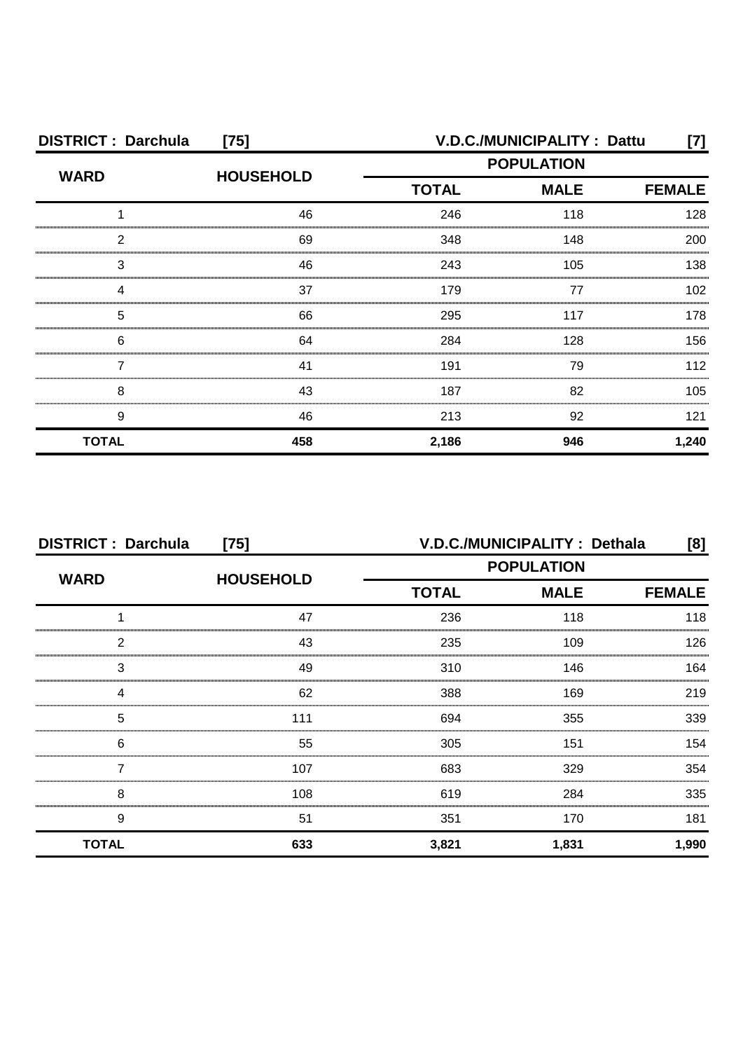**DISTRICT : Darchula [75] V.D.C./MUNICIPALITY : Dattu [7]**

| WARD | HOUSEHOLD | POPULATION | | |
|---|---|---|---|---|
| | | TOTAL | MALE | FEMALE |
| 1 | 46 | 246 | 118 | 128 |
| 2 | 69 | 348 | 148 | 200 |
| 3 | 46 | 243 | 105 | 138 |
| 4 | 37 | 179 | 77 | 102 |
| 5 | 66 | 295 | 117 | 178 |
| 6 | 64 | 284 | 128 | 156 |
| 7 | 41 | 191 | 79 | 112 |
| 8 | 43 | 187 | 82 | 105 |
| 9 | 46 | 213 | 92 | 121 |
| **TOTAL** | **458** | **2,186** | **946** | **1,240** |

**DISTRICT : Darchula [75] V.D.C./MUNICIPALITY : Dethala [8]**

| WARD | HOUSEHOLD | POPULATION | | |
|---|---|---|---|---|
| | | TOTAL | MALE | FEMALE |
| 1 | 47 | 236 | 118 | 118 |
| 2 | 43 | 235 | 109 | 126 |
| 3 | 49 | 310 | 146 | 164 |
| 4 | 62 | 388 | 169 | 219 |
| 5 | 111 | 694 | 355 | 339 |
| 6 | 55 | 305 | 151 | 154 |
| 7 | 107 | 683 | 329 | 354 |
| 8 | 108 | 619 | 284 | 335 |
| 9 | 51 | 351 | 170 | 181 |
| **TOTAL** | **633** | **3,821** | **1,831** | **1,990** |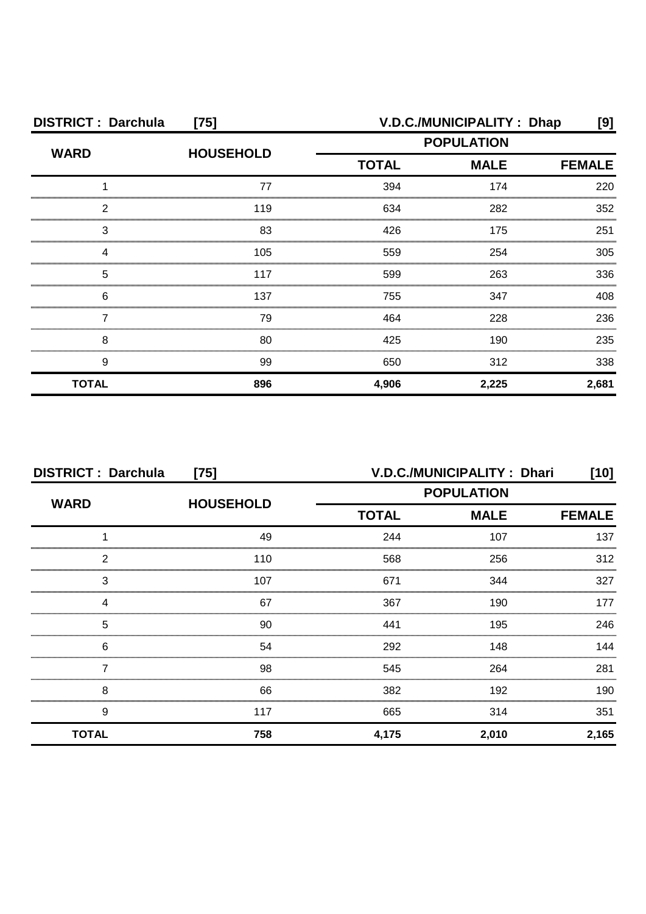| DISTRICT : Darchula | [75] | V.D.C./MUNICIPALITY : Dhap | | [9] |
|---|---|---|---|---|
| WARD | HOUSEHOLD | POPULATION | | |
| | | TOTAL | MALE | FEMALE |
| 1 | 77 | 394 | 174 | 220 |
| 2 | 119 | 634 | 282 | 352 |
| 3 | 83 | 426 | 175 | 251 |
| 4 | 105 | 559 | 254 | 305 |
| 5 | 117 | 599 | 263 | 336 |
| 6 | 137 | 755 | 347 | 408 |
| 7 | 79 | 464 | 228 | 236 |
| 8 | 80 | 425 | 190 | 235 |
| 9 | 99 | 650 | 312 | 338 |
| **TOTAL** | **896** | **4,906** | **2,225** | **2,681** |

| DISTRICT : Darchula | [75] | V.D.C./MUNICIPALITY : Dhari | | [10] |
|---|---|---|---|---|
| WARD | HOUSEHOLD | POPULATION | | |
| | | TOTAL | MALE | FEMALE |
| 1 | 49 | 244 | 107 | 137 |
| 2 | 110 | 568 | 256 | 312 |
| 3 | 107 | 671 | 344 | 327 |
| 4 | 67 | 367 | 190 | 177 |
| 5 | 90 | 441 | 195 | 246 |
| 6 | 54 | 292 | 148 | 144 |
| 7 | 98 | 545 | 264 | 281 |
| 8 | 66 | 382 | 192 | 190 |
| 9 | 117 | 665 | 314 | 351 |
| **TOTAL** | **758** | **4,175** | **2,010** | **2,165** |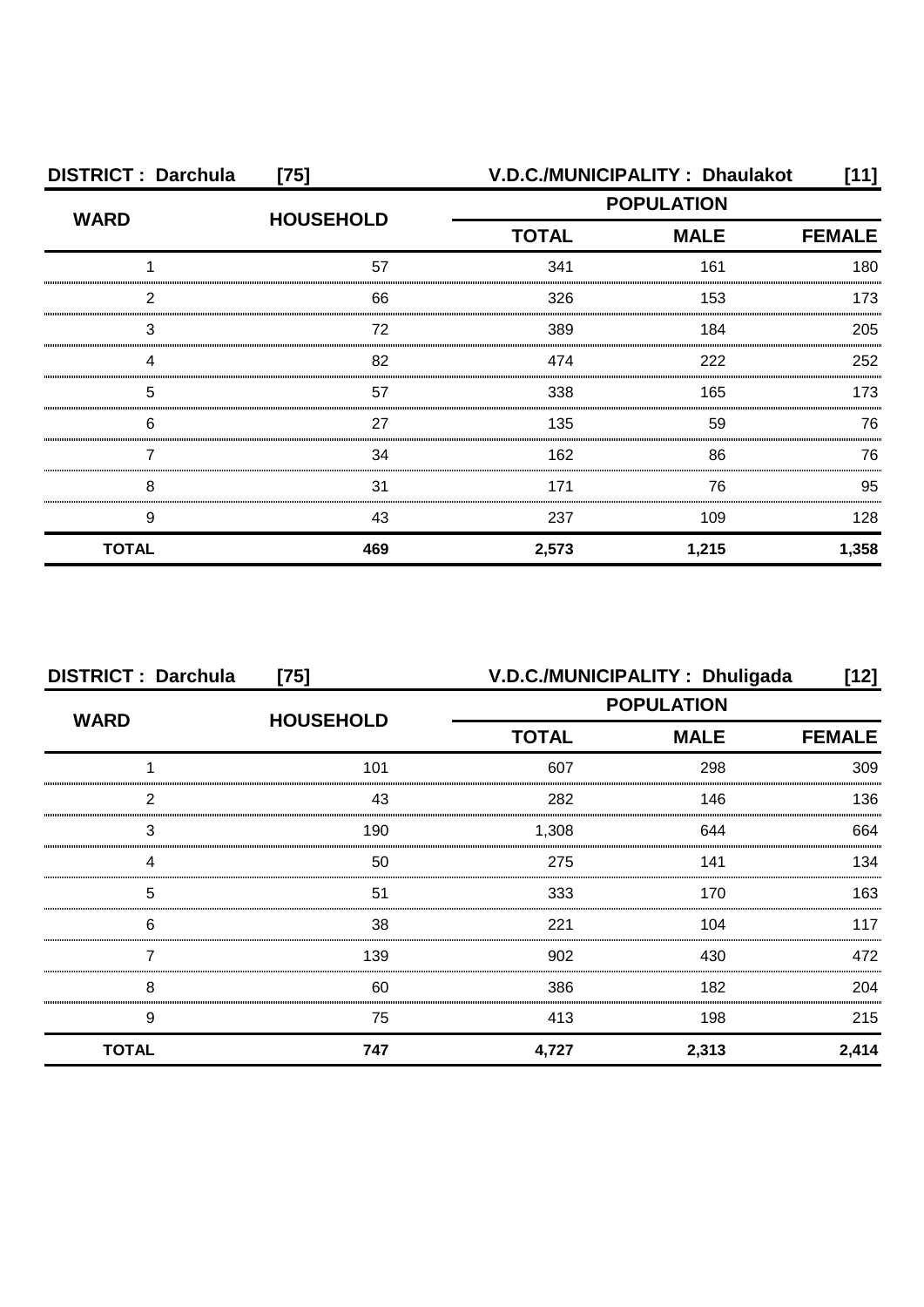**DISTRICT : Darchula [75] V.D.C./MUNICIPALITY : Dhaulakot [11]**

| WARD | HOUSEHOLD | POPULATION | | |
|---|---|---|---|---|
| | | TOTAL | MALE | FEMALE |
| 1 | 57 | 341 | 161 | 180 |
| 2 | 66 | 326 | 153 | 173 |
| 3 | 72 | 389 | 184 | 205 |
| 4 | 82 | 474 | 222 | 252 |
| 5 | 57 | 338 | 165 | 173 |
| 6 | 27 | 135 | 59 | 76 |
| 7 | 34 | 162 | 86 | 76 |
| 8 | 31 | 171 | 76 | 95 |
| 9 | 43 | 237 | 109 | 128 |
| **TOTAL** | **469** | **2,573** | **1,215** | **1,358** |

**DISTRICT : Darchula [75] V.D.C./MUNICIPALITY : Dhuligada [12]**

| WARD | HOUSEHOLD | POPULATION | | |
|---|---|---|---|---|
| | | TOTAL | MALE | FEMALE |
| 1 | 101 | 607 | 298 | 309 |
| 2 | 43 | 282 | 146 | 136 |
| 3 | 190 | 1,308 | 644 | 664 |
| 4 | 50 | 275 | 141 | 134 |
| 5 | 51 | 333 | 170 | 163 |
| 6 | 38 | 221 | 104 | 117 |
| 7 | 139 | 902 | 430 | 472 |
| 8 | 60 | 386 | 182 | 204 |
| 9 | 75 | 413 | 198 | 215 |
| **TOTAL** | **747** | **4,727** | **2,313** | **2,414** |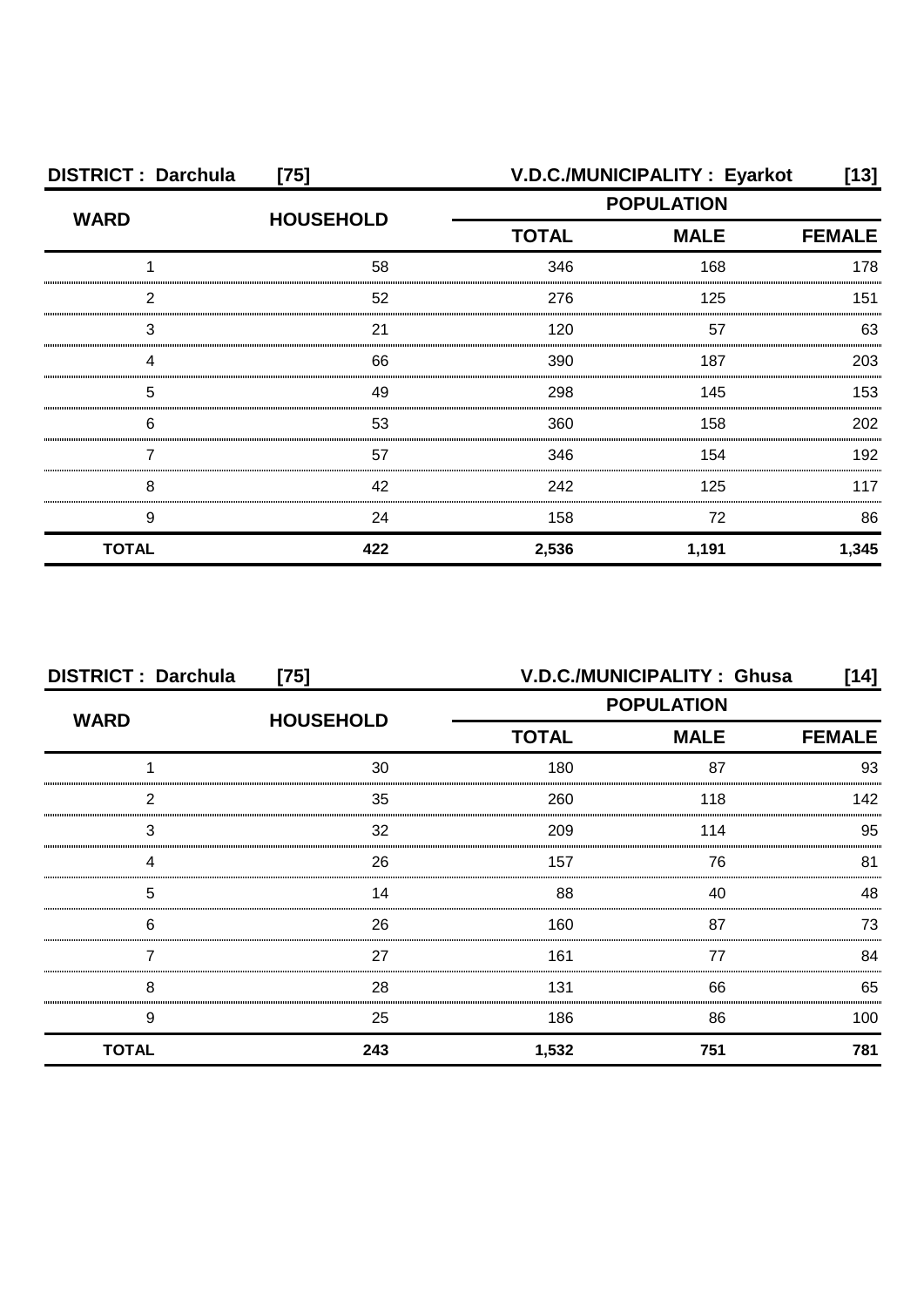**DISTRICT : Darchula [75]** **V.D.C./MUNICIPALITY : Eyarkot [13]**

| WARD | HOUSEHOLD | POPULATION | | |
|---|---|---|---|---|
| | | TOTAL | MALE | FEMALE |
| 1 | 58 | 346 | 168 | 178 |
| 2 | 52 | 276 | 125 | 151 |
| 3 | 21 | 120 | 57 | 63 |
| 4 | 66 | 390 | 187 | 203 |
| 5 | 49 | 298 | 145 | 153 |
| 6 | 53 | 360 | 158 | 202 |
| 7 | 57 | 346 | 154 | 192 |
| 8 | 42 | 242 | 125 | 117 |
| 9 | 24 | 158 | 72 | 86 |
| **TOTAL** | **422** | **2,536** | **1,191** | **1,345** |

**DISTRICT : Darchula [75]** **V.D.C./MUNICIPALITY : Ghusa [14]**

| WARD | HOUSEHOLD | POPULATION | | |
|---|---|---|---|---|
| | | TOTAL | MALE | FEMALE |
| 1 | 30 | 180 | 87 | 93 |
| 2 | 35 | 260 | 118 | 142 |
| 3 | 32 | 209 | 114 | 95 |
| 4 | 26 | 157 | 76 | 81 |
| 5 | 14 | 88 | 40 | 48 |
| 6 | 26 | 160 | 87 | 73 |
| 7 | 27 | 161 | 77 | 84 |
| 8 | 28 | 131 | 66 | 65 |
| 9 | 25 | 186 | 86 | 100 |
| **TOTAL** | **243** | **1,532** | **751** | **781** |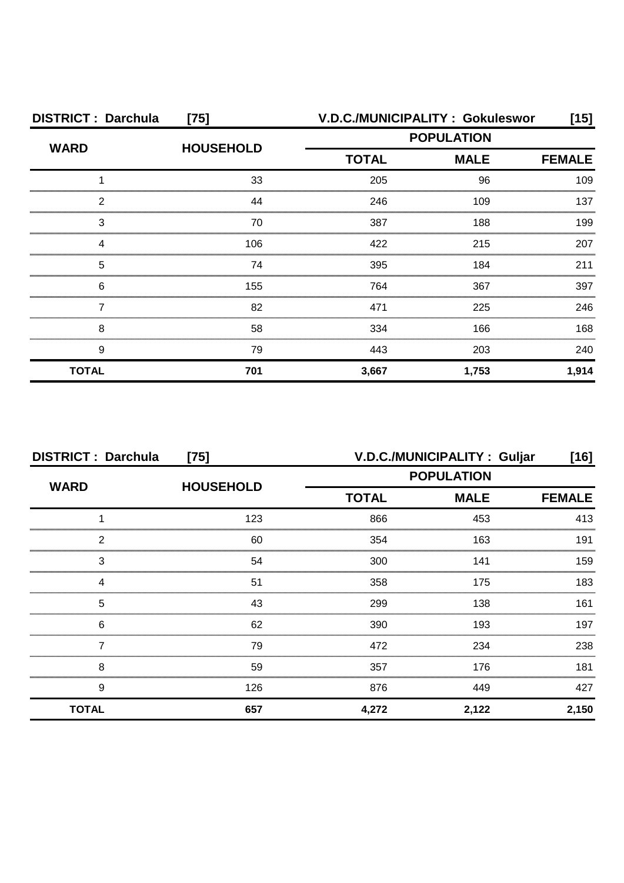**DISTRICT : Darchula [75]** **V.D.C./MUNICIPALITY : Gokuleswor [15]**

| WARD | HOUSEHOLD | POPULATION | | |
|---|---|---|---|---|
| | | TOTAL | MALE | FEMALE |
| 1 | 33 | 205 | 96 | 109 |
| 2 | 44 | 246 | 109 | 137 |
| 3 | 70 | 387 | 188 | 199 |
| 4 | 106 | 422 | 215 | 207 |
| 5 | 74 | 395 | 184 | 211 |
| 6 | 155 | 764 | 367 | 397 |
| 7 | 82 | 471 | 225 | 246 |
| 8 | 58 | 334 | 166 | 168 |
| 9 | 79 | 443 | 203 | 240 |
| **TOTAL** | **701** | **3,667** | **1,753** | **1,914** |

**DISTRICT : Darchula [75]** **V.D.C./MUNICIPALITY : Guljar [16]**

| WARD | HOUSEHOLD | POPULATION | | |
|---|---|---|---|---|
| | | TOTAL | MALE | FEMALE |
| 1 | 123 | 866 | 453 | 413 |
| 2 | 60 | 354 | 163 | 191 |
| 3 | 54 | 300 | 141 | 159 |
| 4 | 51 | 358 | 175 | 183 |
| 5 | 43 | 299 | 138 | 161 |
| 6 | 62 | 390 | 193 | 197 |
| 7 | 79 | 472 | 234 | 238 |
| 8 | 59 | 357 | 176 | 181 |
| 9 | 126 | 876 | 449 | 427 |
| **TOTAL** | **657** | **4,272** | **2,122** | **2,150** |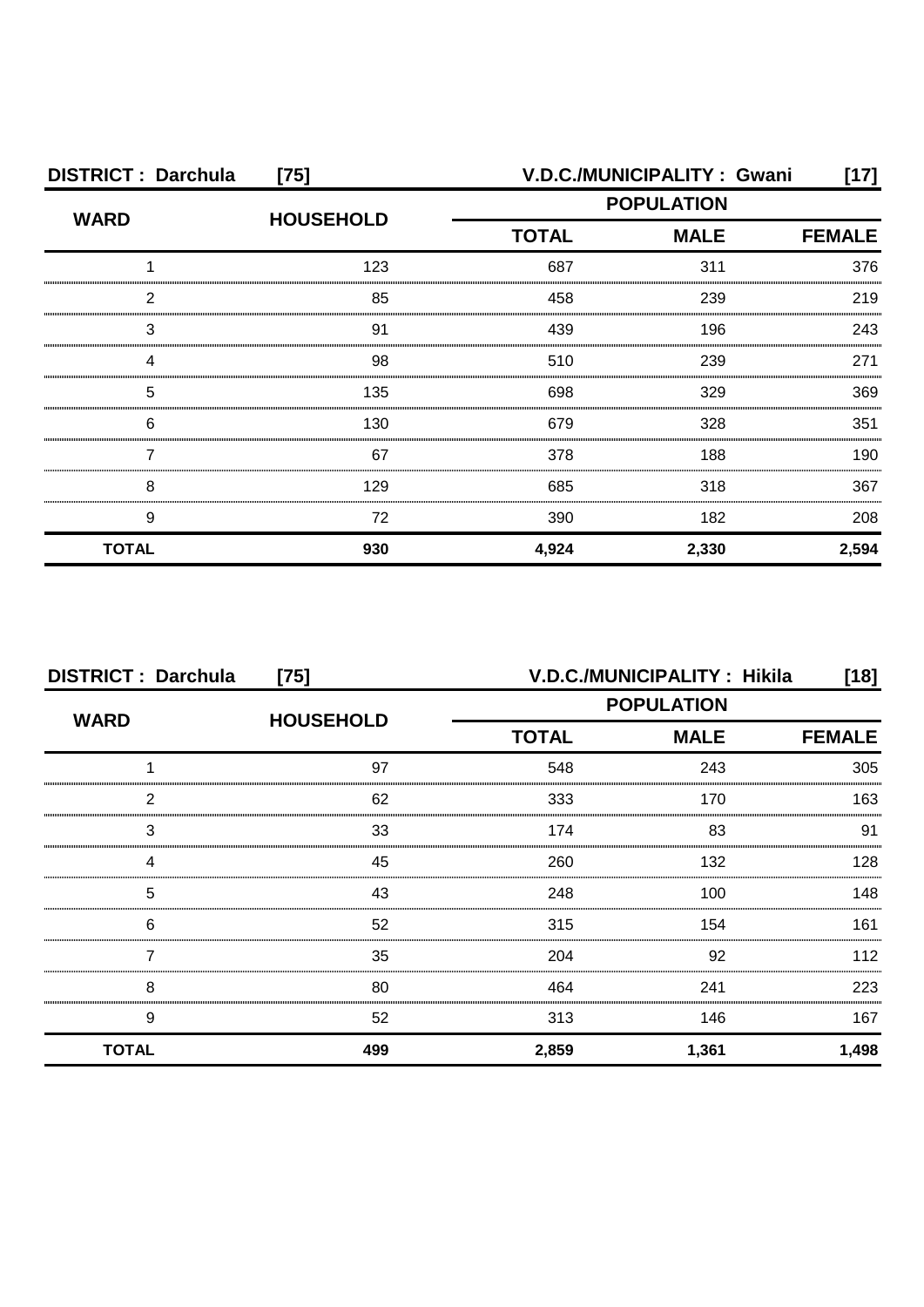| DISTRICT : Darchula | [75] | V.D.C./MUNICIPALITY : Gwani | | [17] |
|---|---|---|---|---|
| WARD | HOUSEHOLD | POPULATION | | |
| | | TOTAL | MALE | FEMALE |
| 1 | 123 | 687 | 311 | 376 |
| 2 | 85 | 458 | 239 | 219 |
| 3 | 91 | 439 | 196 | 243 |
| 4 | 98 | 510 | 239 | 271 |
| 5 | 135 | 698 | 329 | 369 |
| 6 | 130 | 679 | 328 | 351 |
| 7 | 67 | 378 | 188 | 190 |
| 8 | 129 | 685 | 318 | 367 |
| 9 | 72 | 390 | 182 | 208 |
| **TOTAL** | **930** | **4,924** | **2,330** | **2,594** |

| DISTRICT : Darchula | [75] | V.D.C./MUNICIPALITY : Hikila | | [18] |
|---|---|---|---|---|
| WARD | HOUSEHOLD | POPULATION | | |
| | | TOTAL | MALE | FEMALE |
| 1 | 97 | 548 | 243 | 305 |
| 2 | 62 | 333 | 170 | 163 |
| 3 | 33 | 174 | 83 | 91 |
| 4 | 45 | 260 | 132 | 128 |
| 5 | 43 | 248 | 100 | 148 |
| 6 | 52 | 315 | 154 | 161 |
| 7 | 35 | 204 | 92 | 112 |
| 8 | 80 | 464 | 241 | 223 |
| 9 | 52 | 313 | 146 | 167 |
| **TOTAL** | **499** | **2,859** | **1,361** | **1,498** |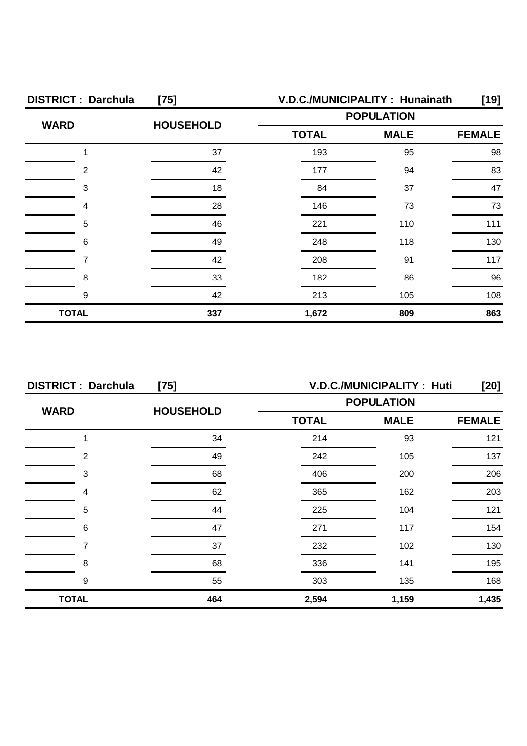**DISTRICT : Darchula [75]** **V.D.C./MUNICIPALITY : Hunainath [19]**

| WARD | HOUSEHOLD | POPULATION | | |
|---|---|---|---|---|
| | | TOTAL | MALE | FEMALE |
| 1 | 37 | 193 | 95 | 98 |
| 2 | 42 | 177 | 94 | 83 |
| 3 | 18 | 84 | 37 | 47 |
| 4 | 28 | 146 | 73 | 73 |
| 5 | 46 | 221 | 110 | 111 |
| 6 | 49 | 248 | 118 | 130 |
| 7 | 42 | 208 | 91 | 117 |
| 8 | 33 | 182 | 86 | 96 |
| 9 | 42 | 213 | 105 | 108 |
| **TOTAL** | **337** | **1,672** | **809** | **863** |

**DISTRICT : Darchula [75]** **V.D.C./MUNICIPALITY : Huti [20]**

| WARD | HOUSEHOLD | POPULATION | | |
|---|---|---|---|---|
| | | TOTAL | MALE | FEMALE |
| 1 | 34 | 214 | 93 | 121 |
| 2 | 49 | 242 | 105 | 137 |
| 3 | 68 | 406 | 200 | 206 |
| 4 | 62 | 365 | 162 | 203 |
| 5 | 44 | 225 | 104 | 121 |
| 6 | 47 | 271 | 117 | 154 |
| 7 | 37 | 232 | 102 | 130 |
| 8 | 68 | 336 | 141 | 195 |
| 9 | 55 | 303 | 135 | 168 |
| **TOTAL** | **464** | **2,594** | **1,159** | **1,435** |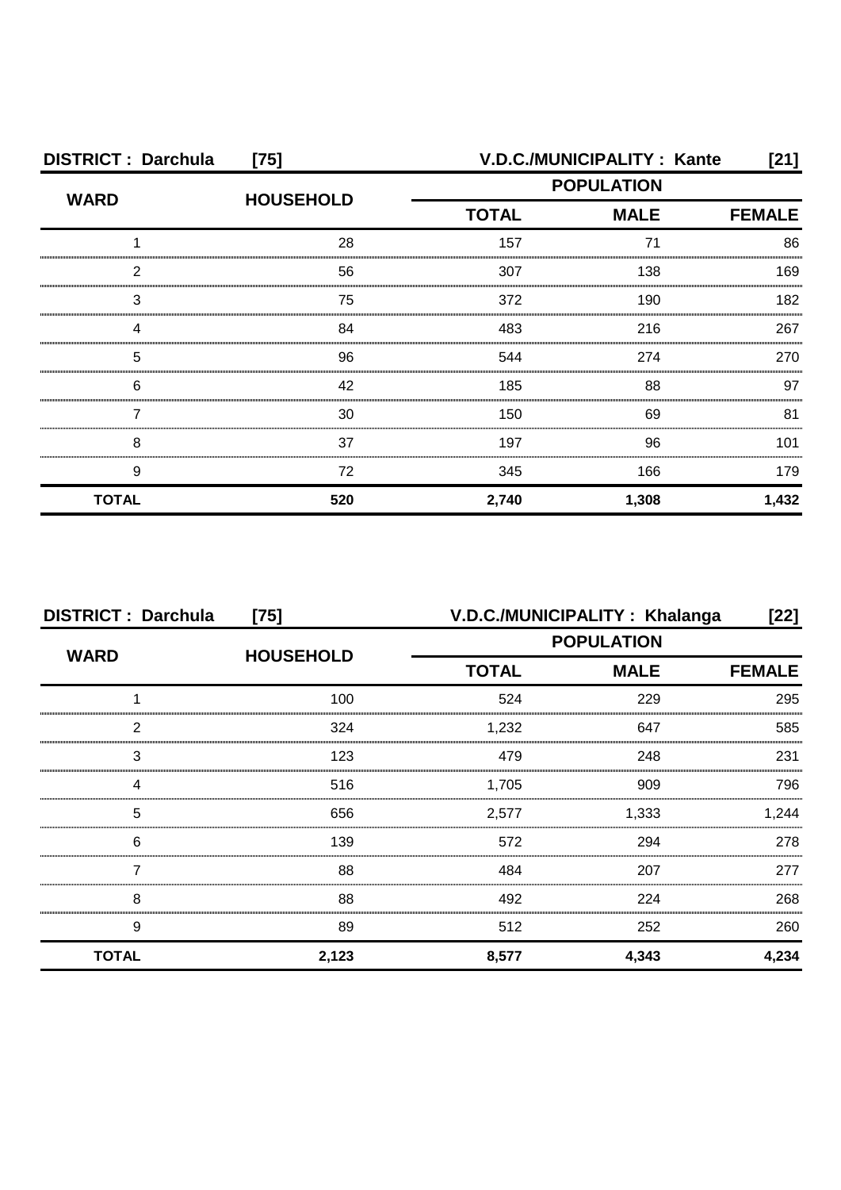| DISTRICT : Darchula | [75] | V.D.C./MUNICIPALITY : Kante | | [21] |
|---|---|---|---|---|
| WARD | HOUSEHOLD | POPULATION | | |
| | | TOTAL | MALE | FEMALE |
| 1 | 28 | 157 | 71 | 86 |
| 2 | 56 | 307 | 138 | 169 |
| 3 | 75 | 372 | 190 | 182 |
| 4 | 84 | 483 | 216 | 267 |
| 5 | 96 | 544 | 274 | 270 |
| 6 | 42 | 185 | 88 | 97 |
| 7 | 30 | 150 | 69 | 81 |
| 8 | 37 | 197 | 96 | 101 |
| 9 | 72 | 345 | 166 | 179 |
| **TOTAL** | **520** | **2,740** | **1,308** | **1,432** |

| DISTRICT : Darchula | [75] | V.D.C./MUNICIPALITY : Khalanga | | [22] |
|---|---|---|---|---|
| WARD | HOUSEHOLD | POPULATION | | |
| | | TOTAL | MALE | FEMALE |
| 1 | 100 | 524 | 229 | 295 |
| 2 | 324 | 1,232 | 647 | 585 |
| 3 | 123 | 479 | 248 | 231 |
| 4 | 516 | 1,705 | 909 | 796 |
| 5 | 656 | 2,577 | 1,333 | 1,244 |
| 6 | 139 | 572 | 294 | 278 |
| 7 | 88 | 484 | 207 | 277 |
| 8 | 88 | 492 | 224 | 268 |
| 9 | 89 | 512 | 252 | 260 |
| **TOTAL** | **2,123** | **8,577** | **4,343** | **4,234** |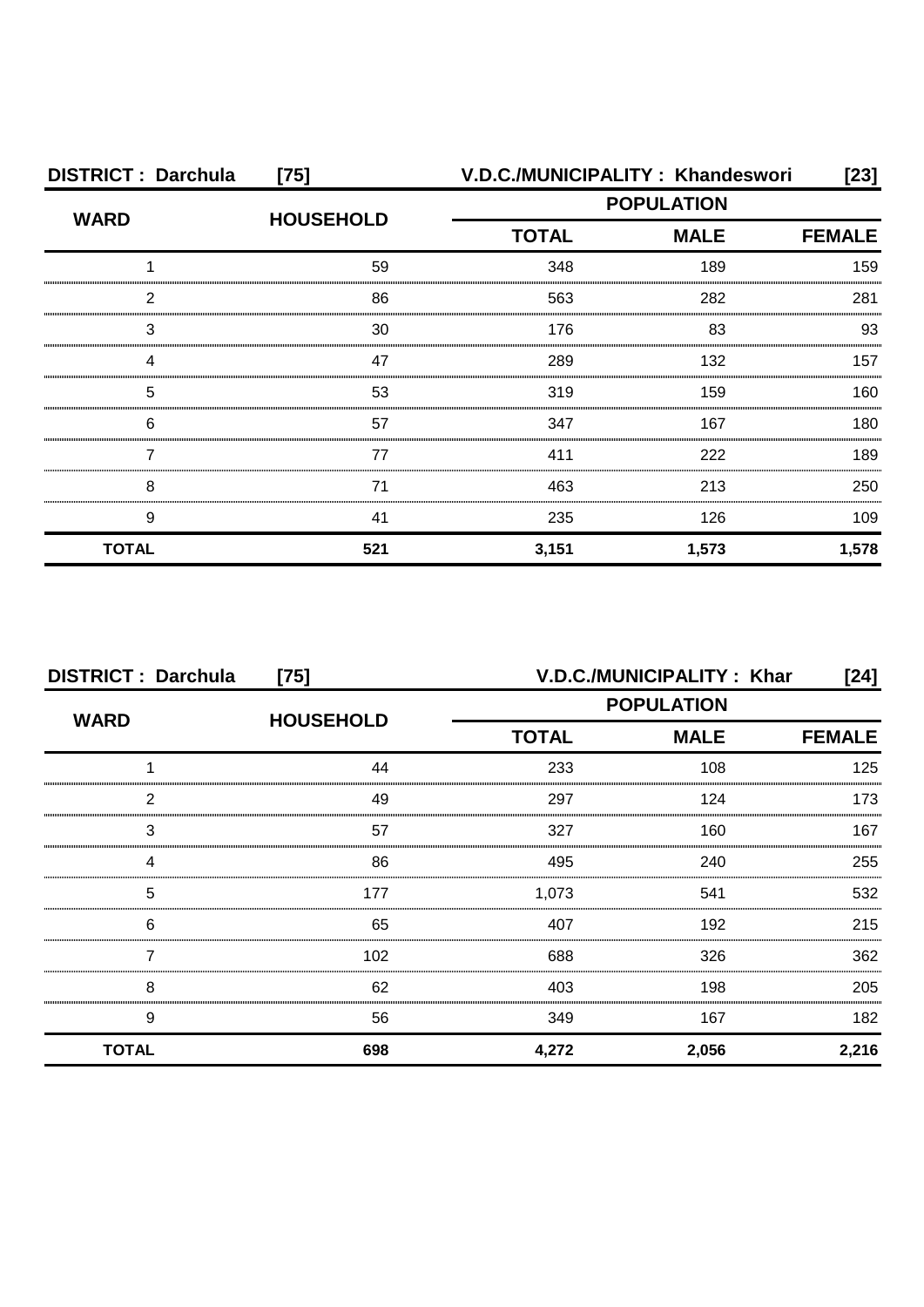| DISTRICT : Darchula | [75] | V.D.C./MUNICIPALITY : Khandeswori | | [23] |
|---|---|---|---|---|
| WARD | HOUSEHOLD | POPULATION | | |
| | | TOTAL | MALE | FEMALE |
| 1 | 59 | 348 | 189 | 159 |
| 2 | 86 | 563 | 282 | 281 |
| 3 | 30 | 176 | 83 | 93 |
| 4 | 47 | 289 | 132 | 157 |
| 5 | 53 | 319 | 159 | 160 |
| 6 | 57 | 347 | 167 | 180 |
| 7 | 77 | 411 | 222 | 189 |
| 8 | 71 | 463 | 213 | 250 |
| 9 | 41 | 235 | 126 | 109 |
| **TOTAL** | **521** | **3,151** | **1,573** | **1,578** |

| DISTRICT : Darchula | [75] | V.D.C./MUNICIPALITY : Khar | | [24] |
|---|---|---|---|---|
| WARD | HOUSEHOLD | POPULATION | | |
| | | TOTAL | MALE | FEMALE |
| 1 | 44 | 233 | 108 | 125 |
| 2 | 49 | 297 | 124 | 173 |
| 3 | 57 | 327 | 160 | 167 |
| 4 | 86 | 495 | 240 | 255 |
| 5 | 177 | 1,073 | 541 | 532 |
| 6 | 65 | 407 | 192 | 215 |
| 7 | 102 | 688 | 326 | 362 |
| 8 | 62 | 403 | 198 | 205 |
| 9 | 56 | 349 | 167 | 182 |
| **TOTAL** | **698** | **4,272** | **2,056** | **2,216** |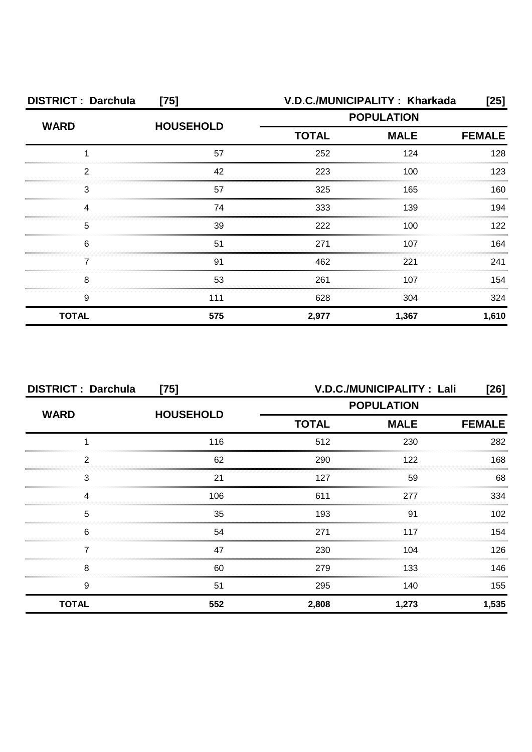| DISTRICT : Darchula | [75] | V.D.C./MUNICIPALITY : Kharkada | | [25] |
|---|---|---|---|---|
| WARD | HOUSEHOLD | POPULATION | | |
| | | TOTAL | MALE | FEMALE |
| 1 | 57 | 252 | 124 | 128 |
| 2 | 42 | 223 | 100 | 123 |
| 3 | 57 | 325 | 165 | 160 |
| 4 | 74 | 333 | 139 | 194 |
| 5 | 39 | 222 | 100 | 122 |
| 6 | 51 | 271 | 107 | 164 |
| 7 | 91 | 462 | 221 | 241 |
| 8 | 53 | 261 | 107 | 154 |
| 9 | 111 | 628 | 304 | 324 |
| **TOTAL** | **575** | **2,977** | **1,367** | **1,610** |

| DISTRICT : Darchula | [75] | V.D.C./MUNICIPALITY : Lali | | [26] |
|---|---|---|---|---|
| WARD | HOUSEHOLD | POPULATION | | |
| | | TOTAL | MALE | FEMALE |
| 1 | 116 | 512 | 230 | 282 |
| 2 | 62 | 290 | 122 | 168 |
| 3 | 21 | 127 | 59 | 68 |
| 4 | 106 | 611 | 277 | 334 |
| 5 | 35 | 193 | 91 | 102 |
| 6 | 54 | 271 | 117 | 154 |
| 7 | 47 | 230 | 104 | 126 |
| 8 | 60 | 279 | 133 | 146 |
| 9 | 51 | 295 | 140 | 155 |
| **TOTAL** | **552** | **2,808** | **1,273** | **1,535** |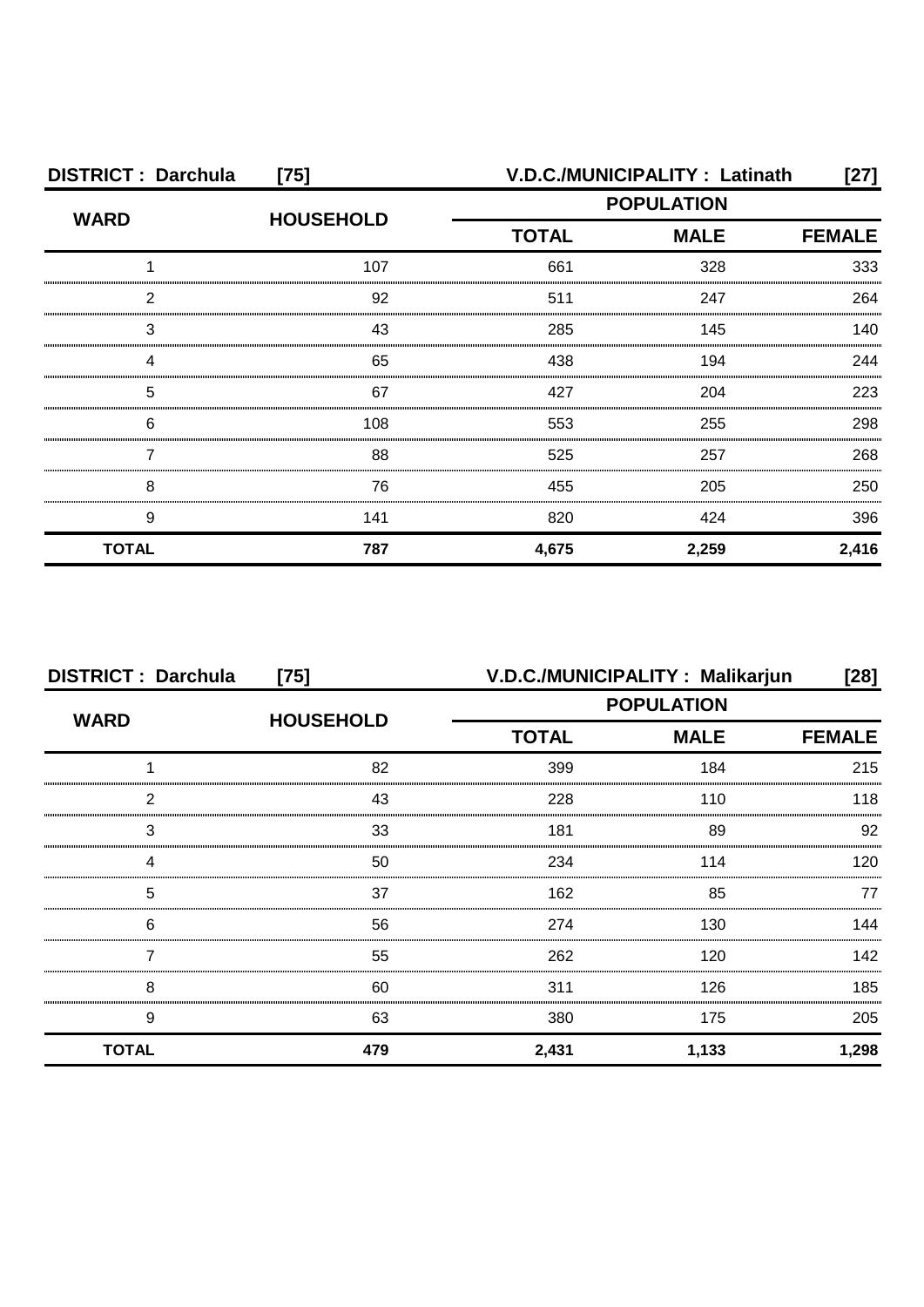**DISTRICT : Darchula [75]** **V.D.C./MUNICIPALITY : Latinath [27]**

| WARD | HOUSEHOLD | POPULATION | | |
|---|---|---|---|---|
| | | TOTAL | MALE | FEMALE |
| 1 | 107 | 661 | 328 | 333 |
| 2 | 92 | 511 | 247 | 264 |
| 3 | 43 | 285 | 145 | 140 |
| 4 | 65 | 438 | 194 | 244 |
| 5 | 67 | 427 | 204 | 223 |
| 6 | 108 | 553 | 255 | 298 |
| 7 | 88 | 525 | 257 | 268 |
| 8 | 76 | 455 | 205 | 250 |
| 9 | 141 | 820 | 424 | 396 |
| **TOTAL** | **787** | **4,675** | **2,259** | **2,416** |

**DISTRICT : Darchula [75]** **V.D.C./MUNICIPALITY : Malikarjun [28]**

| WARD | HOUSEHOLD | POPULATION | | |
|---|---|---|---|---|
| | | TOTAL | MALE | FEMALE |
| 1 | 82 | 399 | 184 | 215 |
| 2 | 43 | 228 | 110 | 118 |
| 3 | 33 | 181 | 89 | 92 |
| 4 | 50 | 234 | 114 | 120 |
| 5 | 37 | 162 | 85 | 77 |
| 6 | 56 | 274 | 130 | 144 |
| 7 | 55 | 262 | 120 | 142 |
| 8 | 60 | 311 | 126 | 185 |
| 9 | 63 | 380 | 175 | 205 |
| **TOTAL** | **479** | **2,431** | **1,133** | **1,298** |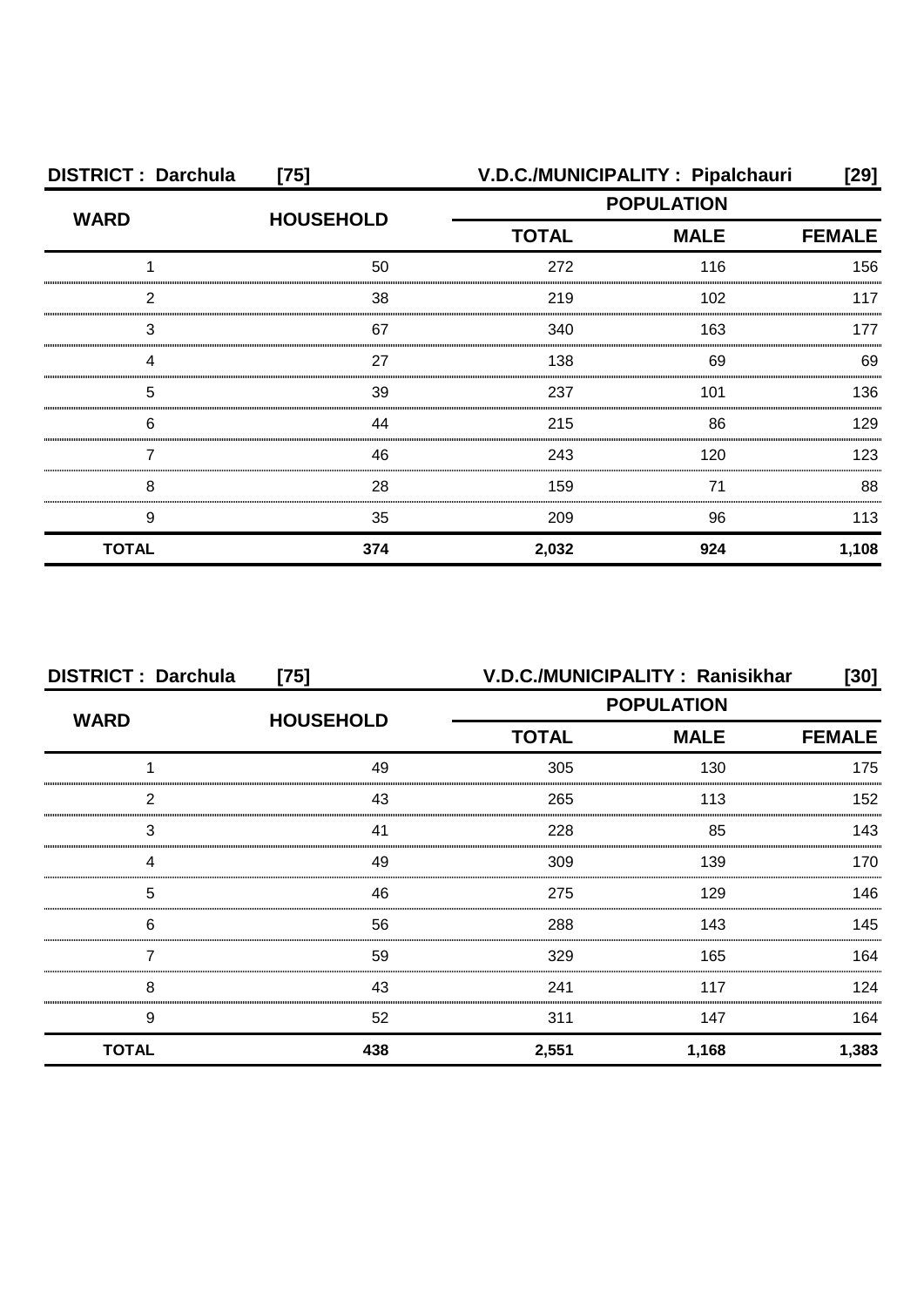| DISTRICT : Darchula | [75] | V.D.C./MUNICIPALITY : Pipalchauri | | [29] |
|---|---|---|---|---|
| WARD | HOUSEHOLD | POPULATION | | |
| | | TOTAL | MALE | FEMALE |
| 1 | 50 | 272 | 116 | 156 |
| 2 | 38 | 219 | 102 | 117 |
| 3 | 67 | 340 | 163 | 177 |
| 4 | 27 | 138 | 69 | 69 |
| 5 | 39 | 237 | 101 | 136 |
| 6 | 44 | 215 | 86 | 129 |
| 7 | 46 | 243 | 120 | 123 |
| 8 | 28 | 159 | 71 | 88 |
| 9 | 35 | 209 | 96 | 113 |
| **TOTAL** | **374** | **2,032** | **924** | **1,108** |

| DISTRICT : Darchula | [75] | V.D.C./MUNICIPALITY : Ranisikhar | | [30] |
|---|---|---|---|---|
| WARD | HOUSEHOLD | POPULATION | | |
| | | TOTAL | MALE | FEMALE |
| 1 | 49 | 305 | 130 | 175 |
| 2 | 43 | 265 | 113 | 152 |
| 3 | 41 | 228 | 85 | 143 |
| 4 | 49 | 309 | 139 | 170 |
| 5 | 46 | 275 | 129 | 146 |
| 6 | 56 | 288 | 143 | 145 |
| 7 | 59 | 329 | 165 | 164 |
| 8 | 43 | 241 | 117 | 124 |
| 9 | 52 | 311 | 147 | 164 |
| **TOTAL** | **438** | **2,551** | **1,168** | **1,383** |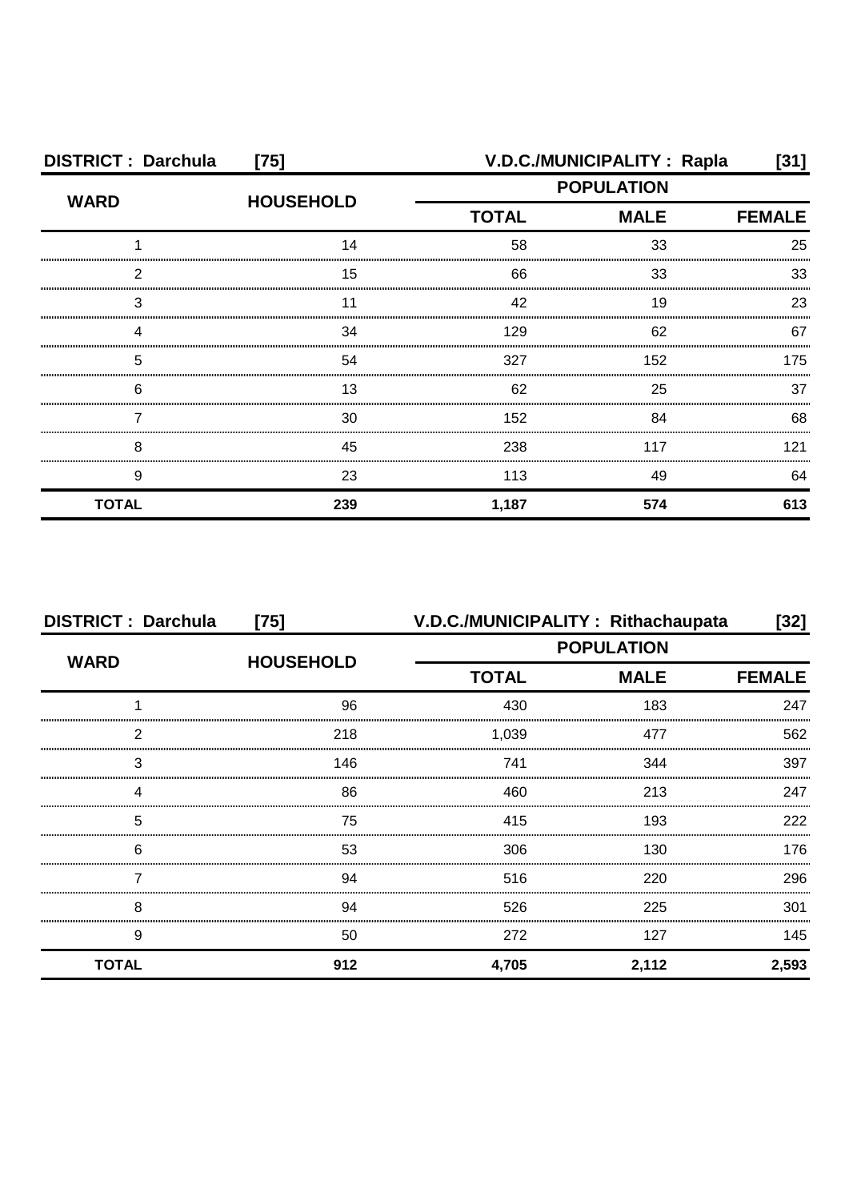| DISTRICT : Darchula | [75] | V.D.C./MUNICIPALITY : Rapla | | [31] |
|---|---|---|---|---|
| WARD | HOUSEHOLD | POPULATION | | |
| | | TOTAL | MALE | FEMALE |
| 1 | 14 | 58 | 33 | 25 |
| 2 | 15 | 66 | 33 | 33 |
| 3 | 11 | 42 | 19 | 23 |
| 4 | 34 | 129 | 62 | 67 |
| 5 | 54 | 327 | 152 | 175 |
| 6 | 13 | 62 | 25 | 37 |
| 7 | 30 | 152 | 84 | 68 |
| 8 | 45 | 238 | 117 | 121 |
| 9 | 23 | 113 | 49 | 64 |
| **TOTAL** | **239** | **1,187** | **574** | **613** |

| DISTRICT : Darchula | [75] | V.D.C./MUNICIPALITY : Rithachaupata | | [32] |
|---|---|---|---|---|
| WARD | HOUSEHOLD | POPULATION | | |
| | | TOTAL | MALE | FEMALE |
| 1 | 96 | 430 | 183 | 247 |
| 2 | 218 | 1,039 | 477 | 562 |
| 3 | 146 | 741 | 344 | 397 |
| 4 | 86 | 460 | 213 | 247 |
| 5 | 75 | 415 | 193 | 222 |
| 6 | 53 | 306 | 130 | 176 |
| 7 | 94 | 516 | 220 | 296 |
| 8 | 94 | 526 | 225 | 301 |
| 9 | 50 | 272 | 127 | 145 |
| **TOTAL** | **912** | **4,705** | **2,112** | **2,593** |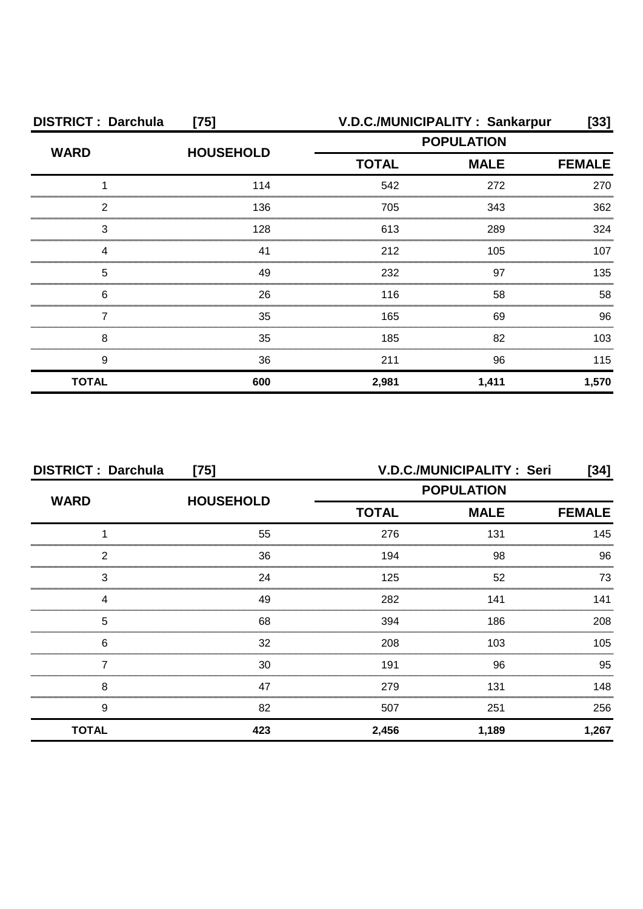**DISTRICT : Darchula [75]** **V.D.C./MUNICIPALITY : Sankarpur [33]**

| WARD | HOUSEHOLD | POPULATION | | |
|---|---|---|---|---|
| | | TOTAL | MALE | FEMALE |
| 1 | 114 | 542 | 272 | 270 |
| 2 | 136 | 705 | 343 | 362 |
| 3 | 128 | 613 | 289 | 324 |
| 4 | 41 | 212 | 105 | 107 |
| 5 | 49 | 232 | 97 | 135 |
| 6 | 26 | 116 | 58 | 58 |
| 7 | 35 | 165 | 69 | 96 |
| 8 | 35 | 185 | 82 | 103 |
| 9 | 36 | 211 | 96 | 115 |
| **TOTAL** | **600** | **2,981** | **1,411** | **1,570** |

**DISTRICT : Darchula [75]** **V.D.C./MUNICIPALITY : Seri [34]**

| WARD | HOUSEHOLD | POPULATION | | |
|---|---|---|---|---|
| | | TOTAL | MALE | FEMALE |
| 1 | 55 | 276 | 131 | 145 |
| 2 | 36 | 194 | 98 | 96 |
| 3 | 24 | 125 | 52 | 73 |
| 4 | 49 | 282 | 141 | 141 |
| 5 | 68 | 394 | 186 | 208 |
| 6 | 32 | 208 | 103 | 105 |
| 7 | 30 | 191 | 96 | 95 |
| 8 | 47 | 279 | 131 | 148 |
| 9 | 82 | 507 | 251 | 256 |
| **TOTAL** | **423** | **2,456** | **1,189** | **1,267** |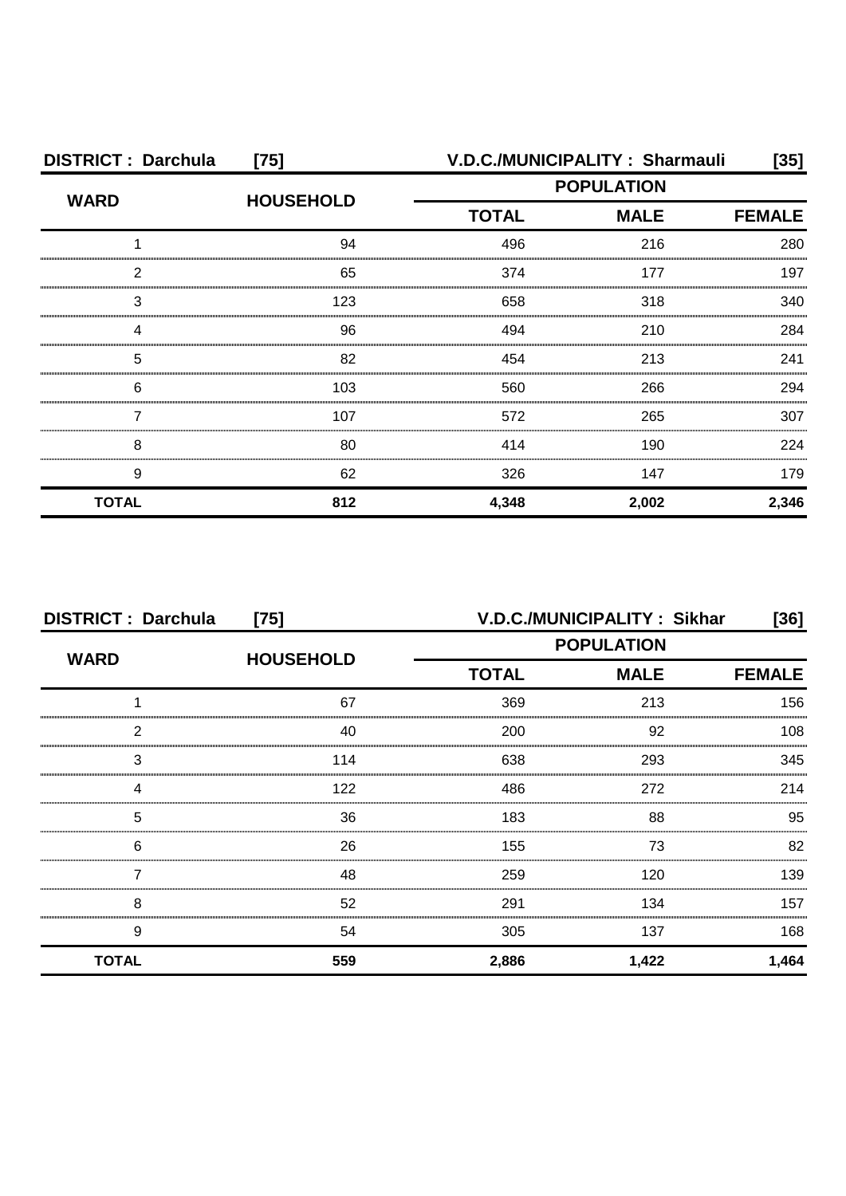**DISTRICT : Darchula [75]** **V.D.C./MUNICIPALITY : Sharmauli [35]**

| WARD | HOUSEHOLD | POPULATION | | |
|---|---|---|---|---|
| | | TOTAL | MALE | FEMALE |
| 1 | 94 | 496 | 216 | 280 |
| 2 | 65 | 374 | 177 | 197 |
| 3 | 123 | 658 | 318 | 340 |
| 4 | 96 | 494 | 210 | 284 |
| 5 | 82 | 454 | 213 | 241 |
| 6 | 103 | 560 | 266 | 294 |
| 7 | 107 | 572 | 265 | 307 |
| 8 | 80 | 414 | 190 | 224 |
| 9 | 62 | 326 | 147 | 179 |
| **TOTAL** | **812** | **4,348** | **2,002** | **2,346** |

**DISTRICT : Darchula [75]** **V.D.C./MUNICIPALITY : Sikhar [36]**

| WARD | HOUSEHOLD | POPULATION | | |
|---|---|---|---|---|
| | | TOTAL | MALE | FEMALE |
| 1 | 67 | 369 | 213 | 156 |
| 2 | 40 | 200 | 92 | 108 |
| 3 | 114 | 638 | 293 | 345 |
| 4 | 122 | 486 | 272 | 214 |
| 5 | 36 | 183 | 88 | 95 |
| 6 | 26 | 155 | 73 | 82 |
| 7 | 48 | 259 | 120 | 139 |
| 8 | 52 | 291 | 134 | 157 |
| 9 | 54 | 305 | 137 | 168 |
| **TOTAL** | **559** | **2,886** | **1,422** | **1,464** |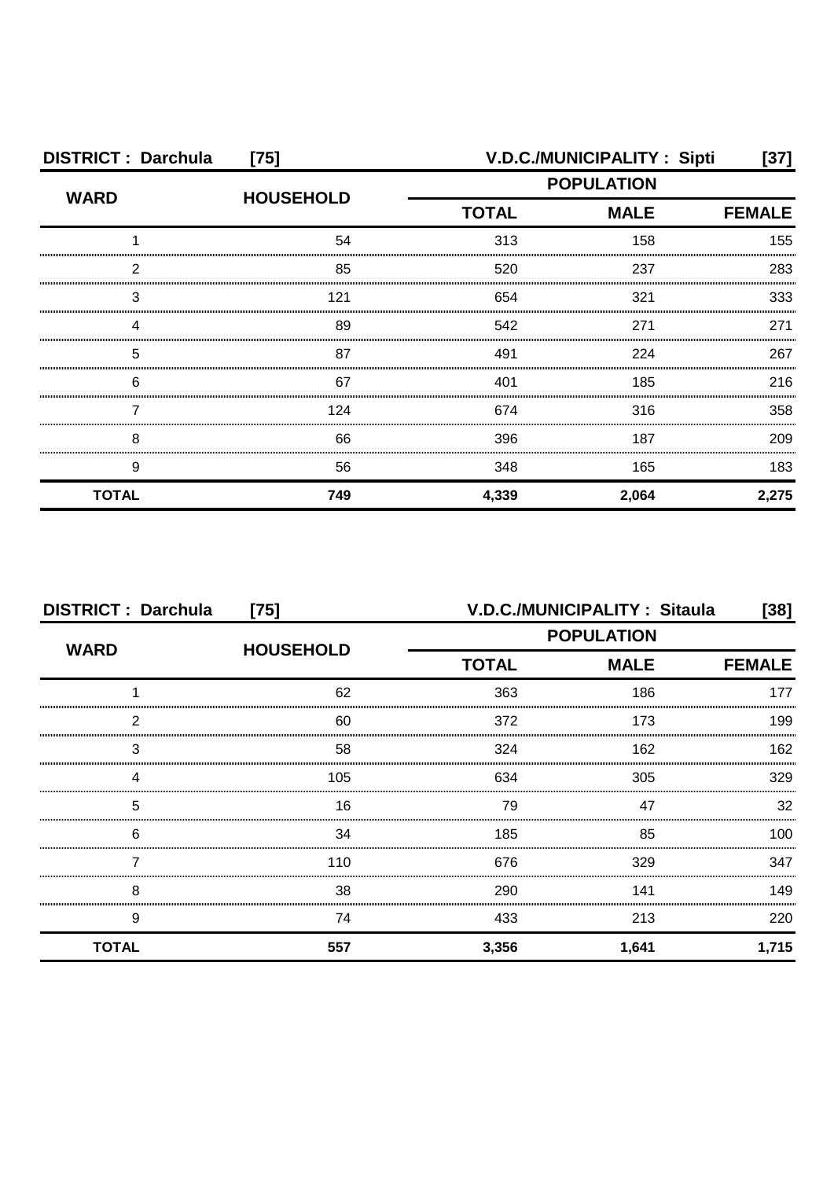**DISTRICT : Darchula [75] V.D.C./MUNICIPALITY : Sipti [37]**

| WARD | HOUSEHOLD | POPULATION | | |
|---|---|---|---|---|
| | | TOTAL | MALE | FEMALE |
| 1 | 54 | 313 | 158 | 155 |
| 2 | 85 | 520 | 237 | 283 |
| 3 | 121 | 654 | 321 | 333 |
| 4 | 89 | 542 | 271 | 271 |
| 5 | 87 | 491 | 224 | 267 |
| 6 | 67 | 401 | 185 | 216 |
| 7 | 124 | 674 | 316 | 358 |
| 8 | 66 | 396 | 187 | 209 |
| 9 | 56 | 348 | 165 | 183 |
| **TOTAL** | **749** | **4,339** | **2,064** | **2,275** |

**DISTRICT : Darchula [75] V.D.C./MUNICIPALITY : Sitaula [38]**

| WARD | HOUSEHOLD | POPULATION | | |
|---|---|---|---|---|
| | | TOTAL | MALE | FEMALE |
| 1 | 62 | 363 | 186 | 177 |
| 2 | 60 | 372 | 173 | 199 |
| 3 | 58 | 324 | 162 | 162 |
| 4 | 105 | 634 | 305 | 329 |
| 5 | 16 | 79 | 47 | 32 |
| 6 | 34 | 185 | 85 | 100 |
| 7 | 110 | 676 | 329 | 347 |
| 8 | 38 | 290 | 141 | 149 |
| 9 | 74 | 433 | 213 | 220 |
| **TOTAL** | **557** | **3,356** | **1,641** | **1,715** |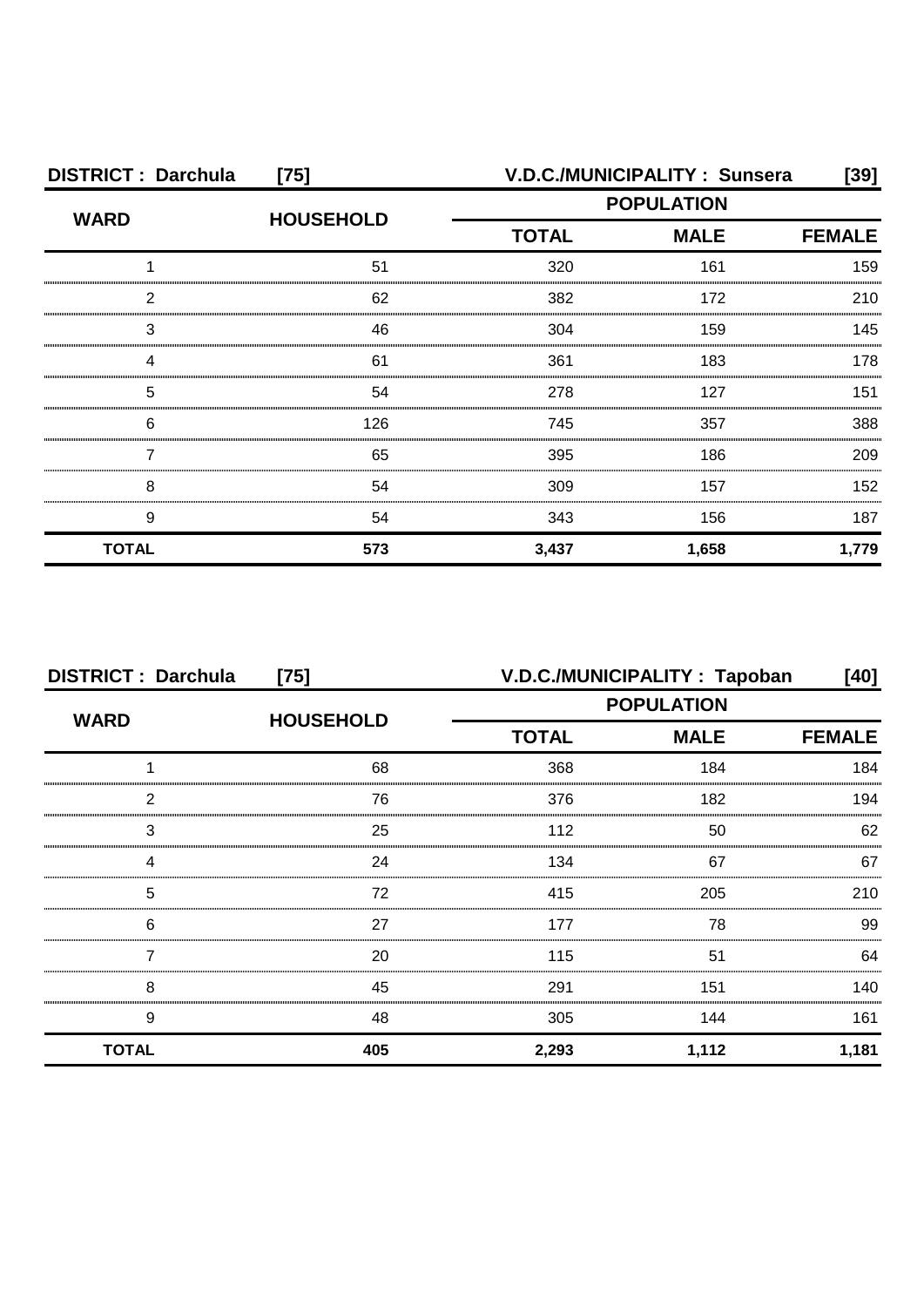**DISTRICT : Darchula [75]** **V.D.C./MUNICIPALITY : Sunsera [39]**

| WARD | HOUSEHOLD | POPULATION | | |
|---|---|---|---|---|
| | | TOTAL | MALE | FEMALE |
| 1 | 51 | 320 | 161 | 159 |
| 2 | 62 | 382 | 172 | 210 |
| 3 | 46 | 304 | 159 | 145 |
| 4 | 61 | 361 | 183 | 178 |
| 5 | 54 | 278 | 127 | 151 |
| 6 | 126 | 745 | 357 | 388 |
| 7 | 65 | 395 | 186 | 209 |
| 8 | 54 | 309 | 157 | 152 |
| 9 | 54 | 343 | 156 | 187 |
| **TOTAL** | **573** | **3,437** | **1,658** | **1,779** |

**DISTRICT : Darchula [75]** **V.D.C./MUNICIPALITY : Tapoban [40]**

| WARD | HOUSEHOLD | POPULATION | | |
|---|---|---|---|---|
| | | TOTAL | MALE | FEMALE |
| 1 | 68 | 368 | 184 | 184 |
| 2 | 76 | 376 | 182 | 194 |
| 3 | 25 | 112 | 50 | 62 |
| 4 | 24 | 134 | 67 | 67 |
| 5 | 72 | 415 | 205 | 210 |
| 6 | 27 | 177 | 78 | 99 |
| 7 | 20 | 115 | 51 | 64 |
| 8 | 45 | 291 | 151 | 140 |
| 9 | 48 | 305 | 144 | 161 |
| **TOTAL** | **405** | **2,293** | **1,112** | **1,181** |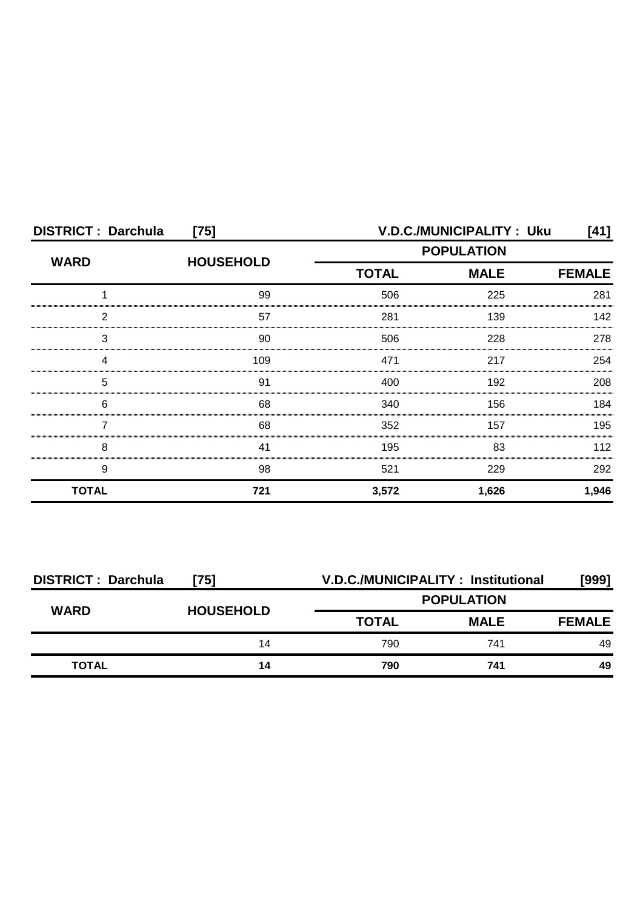**DISTRICT : Darchula [75] V.D.C./MUNICIPALITY : Uku [41]**

| WARD | HOUSEHOLD | POPULATION | | |
|---|---|---|---|---|
| | | TOTAL | MALE | FEMALE |
| 1 | 99 | 506 | 225 | 281 |
| 2 | 57 | 281 | 139 | 142 |
| 3 | 90 | 506 | 228 | 278 |
| 4 | 109 | 471 | 217 | 254 |
| 5 | 91 | 400 | 192 | 208 |
| 6 | 68 | 340 | 156 | 184 |
| 7 | 68 | 352 | 157 | 195 |
| 8 | 41 | 195 | 83 | 112 |
| 9 | 98 | 521 | 229 | 292 |
| **TOTAL** | **721** | **3,572** | **1,626** | **1,946** |

**DISTRICT : Darchula [75] V.D.C./MUNICIPALITY : Institutional [999]**

| WARD | HOUSEHOLD | POPULATION | | |
|---|---|---|---|---|
| | | TOTAL | MALE | FEMALE |
| | 14 | 790 | 741 | 49 |
| **TOTAL** | **14** | **790** | **741** | **49** |